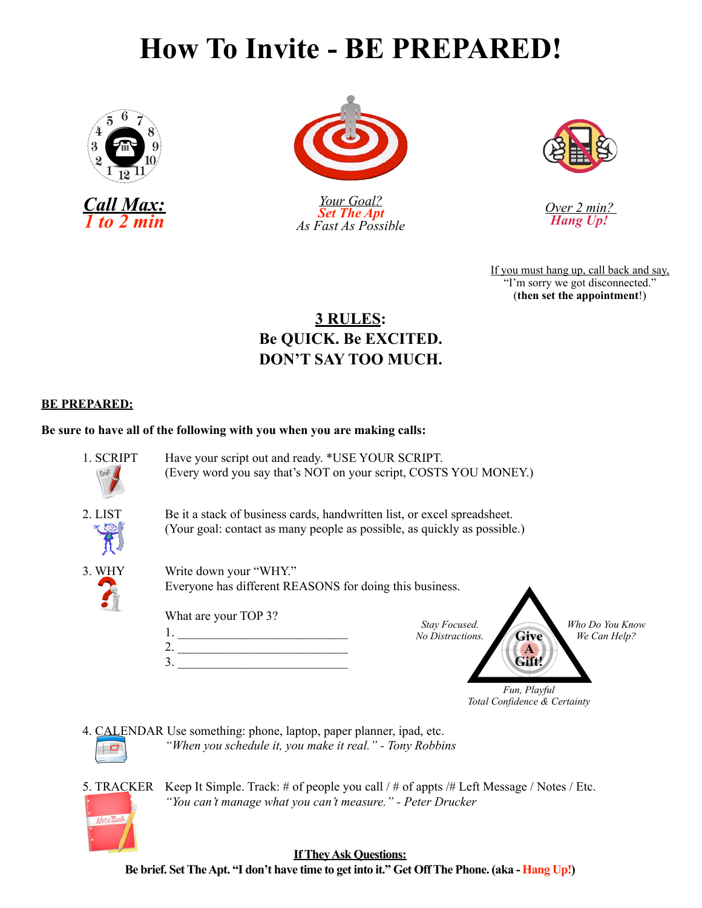# How To Invite - BE PREPARED!

***Call Max:***
***1 to 2 min***

*Your Goal?*
***Set The Apt***
*As Fast As Possible*

*Over 2 min?*
***Hang Up!***

If you must hang up, call back and say,
"I'm sorry we got disconnected."
(**then set the appointment**!)

## 3 RULES:
**Be QUICK. Be EXCITED.**
**DON'T SAY TOO MUCH.**

**BE PREPARED:**

**Be sure to have all of the following with you when you are making calls:**

1. SCRIPT — Have your script out and ready. *USE YOUR SCRIPT.
   (Every word you say that's NOT on your script, COSTS YOU MONEY.)

2. LIST — Be it a stack of business cards, handwritten list, or excel spreadsheet.
   (Your goal: contact as many people as possible, as quickly as possible.)

3. WHY — Write down your "WHY."
   Everyone has different REASONS for doing this business.

   What are your TOP 3?
   1. ____________________________
   2. ____________________________
   3. ____________________________

*Stay Focused. No Distractions.*

*Who Do You Know We Can Help?*

**Give A Gift!**

*Fun, Playful*
*Total Confidence & Certainty*

4. CALENDAR — Use something: phone, laptop, paper planner, ipad, etc.
   *"When you schedule it, you make it real." - Tony Robbins*

5. TRACKER — Keep It Simple. Track: # of people you call / # of appts /# Left Message / Notes / Etc.
   *"You can't manage what you can't measure." - Peter Drucker*

**If They Ask Questions:**
**Be brief. Set The Apt. "I don't have time to get into it." Get Off The Phone. (aka - Hang Up!)**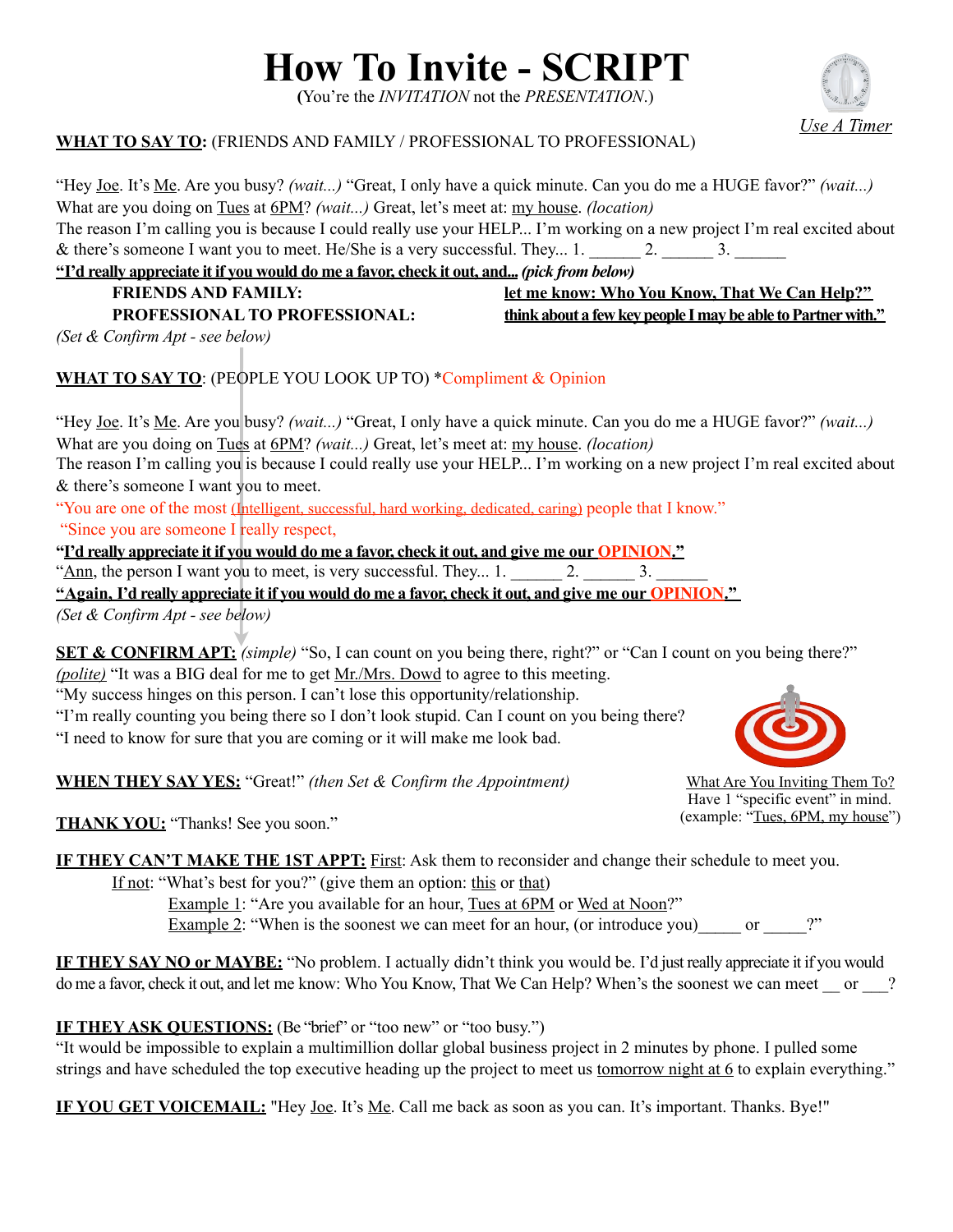# How To Invite - SCRIPT

(You're the *INVITATION* not the *PRESENTATION*.)

Use A Timer

**WHAT TO SAY TO:** (FRIENDS AND FAMILY / PROFESSIONAL TO PROFESSIONAL)

"Hey Joe. It's Me. Are you busy? *(wait...)* "Great, I only have a quick minute. Can you do me a HUGE favor?" *(wait...)*
What are you doing on Tues at 6PM? *(wait...)* Great, let's meet at: my house. *(location)*
The reason I'm calling you is because I could really use your HELP... I'm working on a new project I'm real excited about & there's someone I want you to meet. He/She is a very successful. They... 1. ______ 2. ______ 3. ______

**"I'd really appreciate it if you would do me a favor, check it out, and...** *(pick from below)*

**FRIENDS AND FAMILY:** **let me know: Who You Know, That We Can Help?"**
**PROFESSIONAL TO PROFESSIONAL:** **think about a few key people I may be able to Partner with."**

*(Set & Confirm Apt - see below)*

**WHAT TO SAY TO**: (PEOPLE YOU LOOK UP TO) *Compliment & Opinion

"Hey Joe. It's Me. Are you busy? *(wait...)* "Great, I only have a quick minute. Can you do me a HUGE favor?" *(wait...)*
What are you doing on Tues at 6PM? *(wait...)* Great, let's meet at: my house. *(location)*
The reason I'm calling you is because I could really use your HELP... I'm working on a new project I'm real excited about & there's someone I want you to meet.
"You are one of the most (Intelligent, successful, hard working, dedicated, caring) people that I know."
"Since you are someone I really respect,
**"I'd really appreciate it if you would do me a favor, check it out, and give me our OPINION."**
"Ann, the person I want you to meet, is very successful. They... 1. ______ 2. ______ 3. ______
**"Again, I'd really appreciate it if you would do me a favor, check it out, and give me our OPINION."**
*(Set & Confirm Apt - see below)*

**SET & CONFIRM APT:** *(simple)* "So, I can count on you being there, right?" or "Can I count on you being there?"
*(polite)* "It was a BIG deal for me to get Mr./Mrs. Dowd to agree to this meeting.
"My success hinges on this person. I can't lose this opportunity/relationship.
"I'm really counting you being there so I don't look stupid. Can I count on you being there?
"I need to know for sure that you are coming or it will make me look bad.

What Are You Inviting Them To?
Have 1 "specific event" in mind.
(example: "Tues, 6PM, my house")

**WHEN THEY SAY YES:** "Great!" *(then Set & Confirm the Appointment)*

**THANK YOU:** "Thanks! See you soon."

**IF THEY CAN'T MAKE THE 1ST APPT:** First: Ask them to reconsider and change their schedule to meet you.
If not: "What's best for you?" (give them an option: this or that)
Example 1: "Are you available for an hour, Tues at 6PM or Wed at Noon?"
Example 2: "When is the soonest we can meet for an hour, (or introduce you)_____ or _____?"

**IF THEY SAY NO or MAYBE:** "No problem. I actually didn't think you would be. I'd just really appreciate it if you would do me a favor, check it out, and let me know: Who You Know, That We Can Help? When's the soonest we can meet __ or ___?

**IF THEY ASK QUESTIONS:** (Be "brief" or "too new" or "too busy.")
"It would be impossible to explain a multimillion dollar global business project in 2 minutes by phone. I pulled some strings and have scheduled the top executive heading up the project to meet us tomorrow night at 6 to explain everything."

**IF YOU GET VOICEMAIL:** "Hey Joe. It's Me. Call me back as soon as you can. It's important. Thanks. Bye!"